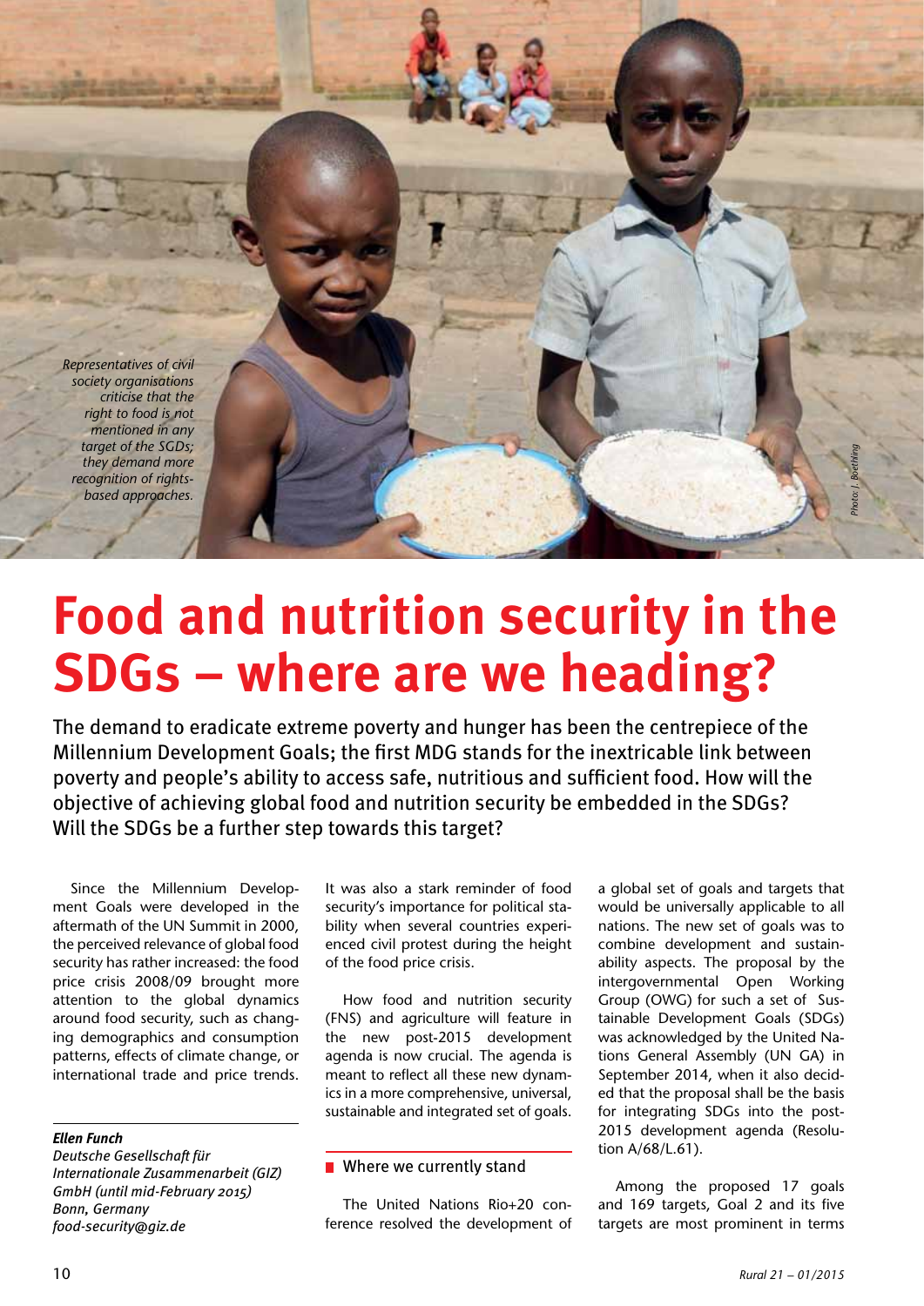*Representatives of civil society organisations criticise that the right to food is not mentioned in any target of the SDGs; they demand more recognition of rights-based approaches.*

*Photo: J. Boethling*

# Food and nutrition security in the SDGs – where are we heading?

The demand to eradicate extreme poverty and hunger has been the centrepiece of the Millennium Development Goals; the first MDG stands for the inextricable link between poverty and people's ability to access safe, nutritious and sufficient food. How will the objective of achieving global food and nutrition security be embedded in the SDGs? Will the SDGs be a further step towards this target?

Since the Millennium Development Goals were developed in the aftermath of the UN Summit in 2000, the perceived relevance of global food security has rather increased: the food price crisis 2008/09 brought more attention to the global dynamics around food security, such as changing demographics and consumption patterns, effects of climate change, or international trade and price trends. It was also a stark reminder of food security's importance for political stability when several countries experienced civil protest during the height of the food price crisis.

How food and nutrition security (FNS) and agriculture will feature in the new post-2015 development agenda is now crucial. The agenda is meant to reflect all these new dynamics in a more comprehensive, universal, sustainable and integrated set of goals.

**_Ellen Funch_**
*Deutsche Gesellschaft für Internationale Zusammenarbeit (GIZ) GmbH (until mid-February 2015)*
*Bonn, Germany*
*food-security@giz.de*

## Where we currently stand

The United Nations Rio+20 conference resolved the development of a global set of goals and targets that would be universally applicable to all nations. The new set of goals was to combine development and sustainability aspects. The proposal by the intergovernmental Open Working Group (OWG) for such a set of Sustainable Development Goals (SDGs) was acknowledged by the United Nations General Assembly (UN GA) in September 2014, when it also decided that the proposal shall be the basis for integrating SDGs into the post-2015 development agenda (Resolution A/68/L.61).

Among the proposed 17 goals and 169 targets, Goal 2 and its five targets are most prominent in terms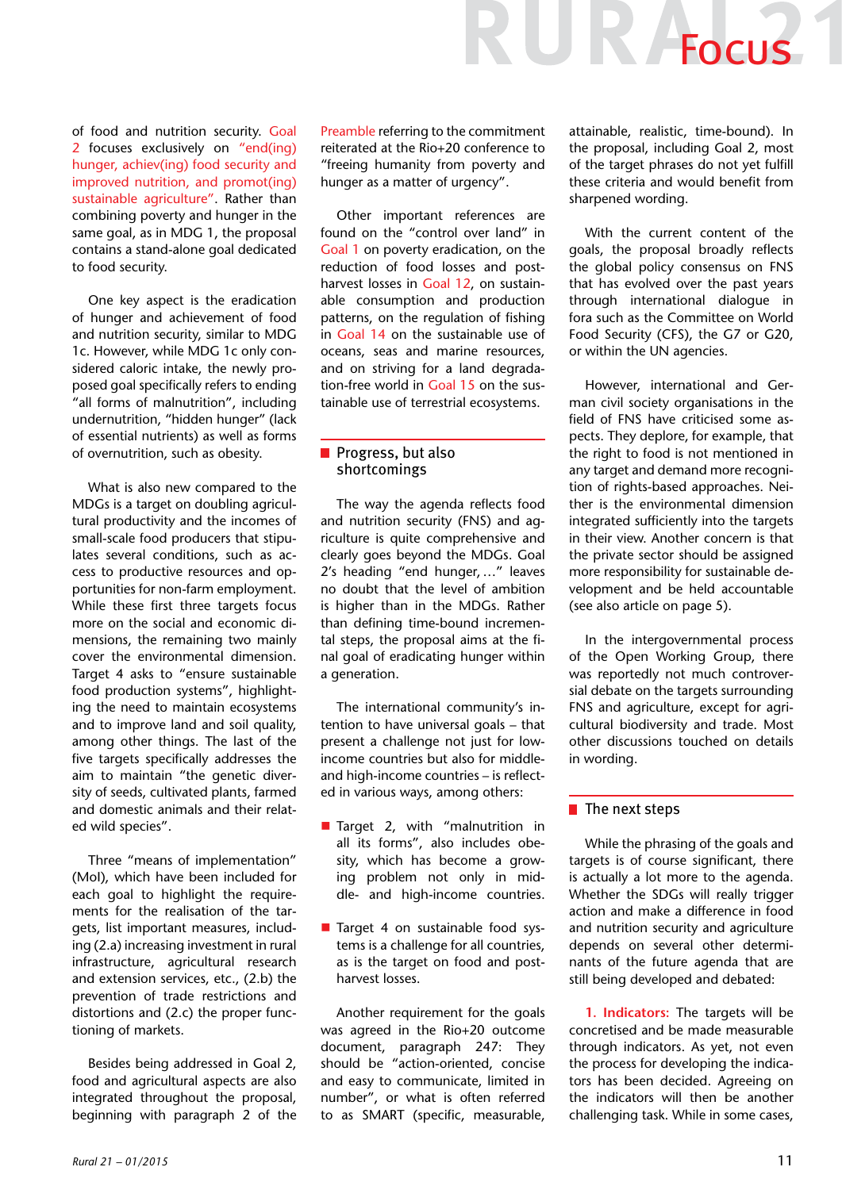of food and nutrition security. Goal 2 focuses exclusively on "end(ing) hunger, achiev(ing) food security and improved nutrition, and promot(ing) sustainable agriculture". Rather than combining poverty and hunger in the same goal, as in MDG 1, the proposal contains a stand-alone goal dedicated to food security.

One key aspect is the eradication of hunger and achievement of food and nutrition security, similar to MDG 1c. However, while MDG 1c only considered caloric intake, the newly proposed goal specifically refers to ending "all forms of malnutrition", including undernutrition, "hidden hunger" (lack of essential nutrients) as well as forms of overnutrition, such as obesity.

What is also new compared to the MDGs is a target on doubling agricultural productivity and the incomes of small-scale food producers that stipulates several conditions, such as access to productive resources and opportunities for non-farm employment. While these first three targets focus more on the social and economic dimensions, the remaining two mainly cover the environmental dimension. Target 4 asks to "ensure sustainable food production systems", highlighting the need to maintain ecosystems and to improve land and soil quality, among other things. The last of the five targets specifically addresses the aim to maintain "the genetic diversity of seeds, cultivated plants, farmed and domestic animals and their related wild species".

Three "means of implementation" (MoI), which have been included for each goal to highlight the requirements for the realisation of the targets, list important measures, including (2.a) increasing investment in rural infrastructure, agricultural research and extension services, etc., (2.b) the prevention of trade restrictions and distortions and (2.c) the proper functioning of markets.

Besides being addressed in Goal 2, food and agricultural aspects are also integrated throughout the proposal, beginning with paragraph 2 of the Preamble referring to the commitment reiterated at the Rio+20 conference to "freeing humanity from poverty and hunger as a matter of urgency".

Other important references are found on the "control over land" in Goal 1 on poverty eradication, on the reduction of food losses and post-harvest losses in Goal 12, on sustainable consumption and production patterns, on the regulation of fishing in Goal 14 on the sustainable use of oceans, seas and marine resources, and on striving for a land degradation-free world in Goal 15 on the sustainable use of terrestrial ecosystems.

## Progress, but also shortcomings

The way the agenda reflects food and nutrition security (FNS) and agriculture is quite comprehensive and clearly goes beyond the MDGs. Goal 2's heading "end hunger, …" leaves no doubt that the level of ambition is higher than in the MDGs. Rather than defining time-bound incremental steps, the proposal aims at the final goal of eradicating hunger within a generation.

The international community's intention to have universal goals – that present a challenge not just for low-income countries but also for middle- and high-income countries – is reflected in various ways, among others:

- Target 2, with "malnutrition in all its forms", also includes obesity, which has become a growing problem not only in middle- and high-income countries.
- Target 4 on sustainable food systems is a challenge for all countries, as is the target on food and post-harvest losses.

Another requirement for the goals was agreed in the Rio+20 outcome document, paragraph 247: They should be "action-oriented, concise and easy to communicate, limited in number", or what is often referred to as SMART (specific, measurable, attainable, realistic, time-bound). In the proposal, including Goal 2, most of the target phrases do not yet fulfill these criteria and would benefit from sharpened wording.

With the current content of the goals, the proposal broadly reflects the global policy consensus on FNS that has evolved over the past years through international dialogue in fora such as the Committee on World Food Security (CFS), the G7 or G20, or within the UN agencies.

However, international and German civil society organisations in the field of FNS have criticised some aspects. They deplore, for example, that the right to food is not mentioned in any target and demand more recognition of rights-based approaches. Neither is the environmental dimension integrated sufficiently into the targets in their view. Another concern is that the private sector should be assigned more responsibility for sustainable development and be held accountable (see also article on page 5).

In the intergovernmental process of the Open Working Group, there was reportedly not much controversial debate on the targets surrounding FNS and agriculture, except for agricultural biodiversity and trade. Most other discussions touched on details in wording.

## The next steps

While the phrasing of the goals and targets is of course significant, there is actually a lot more to the agenda. Whether the SDGs will really trigger action and make a difference in food and nutrition security and agriculture depends on several other determinants of the future agenda that are still being developed and debated:

**1. Indicators:** The targets will be concretised and be made measurable through indicators. As yet, not even the process for developing the indicators has been decided. Agreeing on the indicators will then be another challenging task. While in some cases,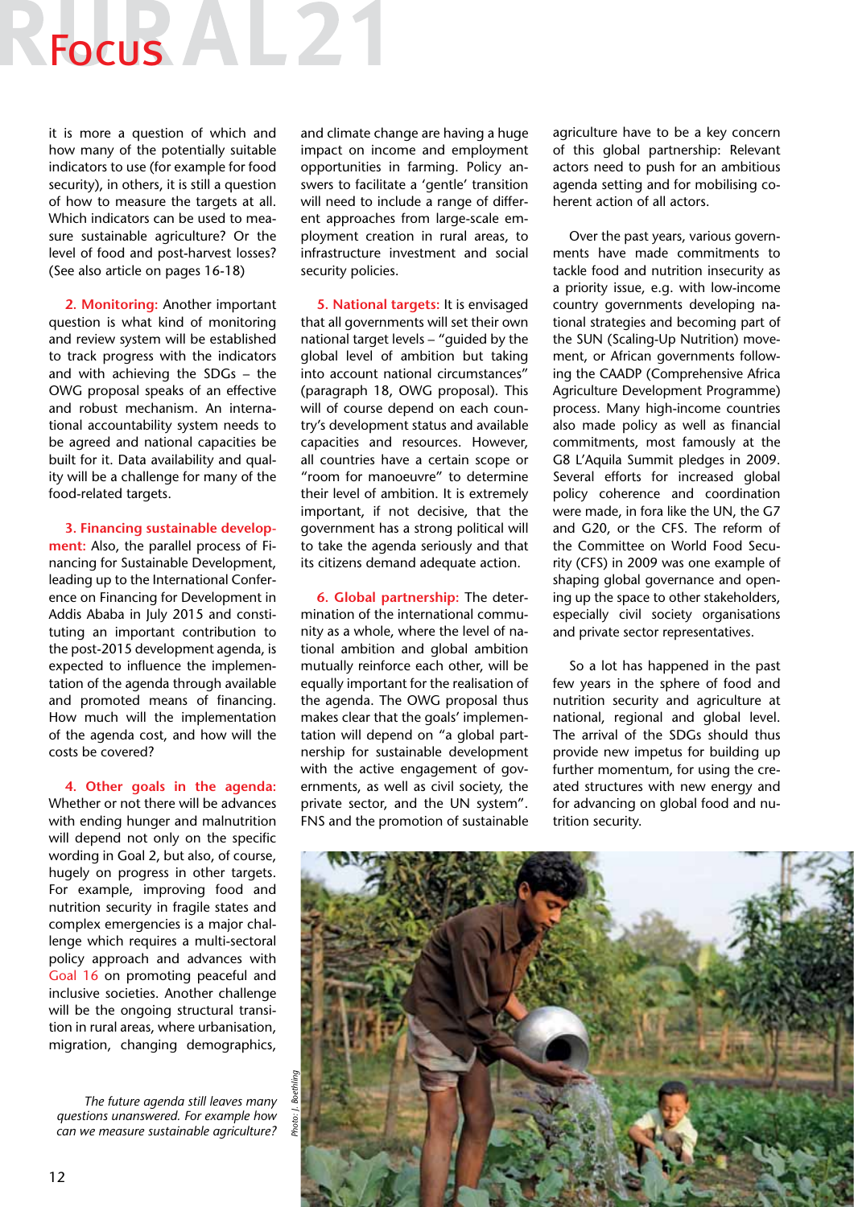it is more a question of which and how many of the potentially suitable indicators to use (for example for food security), in others, it is still a question of how to measure the targets at all. Which indicators can be used to measure sustainable agriculture? Or the level of food and post-harvest losses? (See also article on pages 16-18)

**2. Monitoring:** Another important question is what kind of monitoring and review system will be established to track progress with the indicators and with achieving the SDGs – the OWG proposal speaks of an effective and robust mechanism. An international accountability system needs to be agreed and national capacities be built for it. Data availability and quality will be a challenge for many of the food-related targets.

**3. Financing sustainable development:** Also, the parallel process of Financing for Sustainable Development, leading up to the International Conference on Financing for Development in Addis Ababa in July 2015 and constituting an important contribution to the post-2015 development agenda, is expected to influence the implementation of the agenda through available and promoted means of financing. How much will the implementation of the agenda cost, and how will the costs be covered?

**4. Other goals in the agenda:** Whether or not there will be advances with ending hunger and malnutrition will depend not only on the specific wording in Goal 2, but also, of course, hugely on progress in other targets. For example, improving food and nutrition security in fragile states and complex emergencies is a major challenge which requires a multi-sectoral policy approach and advances with Goal 16 on promoting peaceful and inclusive societies. Another challenge will be the ongoing structural transition in rural areas, where urbanisation, migration, changing demographics, and climate change are having a huge impact on income and employment opportunities in farming. Policy answers to facilitate a 'gentle' transition will need to include a range of different approaches from large-scale employment creation in rural areas, to infrastructure investment and social security policies.

**5. National targets:** It is envisaged that all governments will set their own national target levels – "guided by the global level of ambition but taking into account national circumstances" (paragraph 18, OWG proposal). This will of course depend on each country's development status and available capacities and resources. However, all countries have a certain scope or "room for manoeuvre" to determine their level of ambition. It is extremely important, if not decisive, that the government has a strong political will to take the agenda seriously and that its citizens demand adequate action.

**6. Global partnership:** The determination of the international community as a whole, where the level of national ambition and global ambition mutually reinforce each other, will be equally important for the realisation of the agenda. The OWG proposal thus makes clear that the goals' implementation will depend on "a global partnership for sustainable development with the active engagement of governments, as well as civil society, the private sector, and the UN system". FNS and the promotion of sustainable agriculture have to be a key concern of this global partnership: Relevant actors need to push for an ambitious agenda setting and for mobilising coherent action of all actors.

Over the past years, various governments have made commitments to tackle food and nutrition insecurity as a priority issue, e.g. with low-income country governments developing national strategies and becoming part of the SUN (Scaling-Up Nutrition) movement, or African governments following the CAADP (Comprehensive Africa Agriculture Development Programme) process. Many high-income countries also made policy as well as financial commitments, most famously at the G8 L'Aquila Summit pledges in 2009. Several efforts for increased global policy coherence and coordination were made, in fora like the UN, the G7 and G20, or the CFS. The reform of the Committee on World Food Security (CFS) in 2009 was one example of shaping global governance and opening up the space to other stakeholders, especially civil society organisations and private sector representatives.

So a lot has happened in the past few years in the sphere of food and nutrition security and agriculture at national, regional and global level. The arrival of the SDGs should thus provide new impetus for building up further momentum, for using the created structures with new energy and for advancing on global food and nutrition security.

*The future agenda still leaves many questions unanswered. For example how can we measure sustainable agriculture?*

*Photo: J. Boethling*